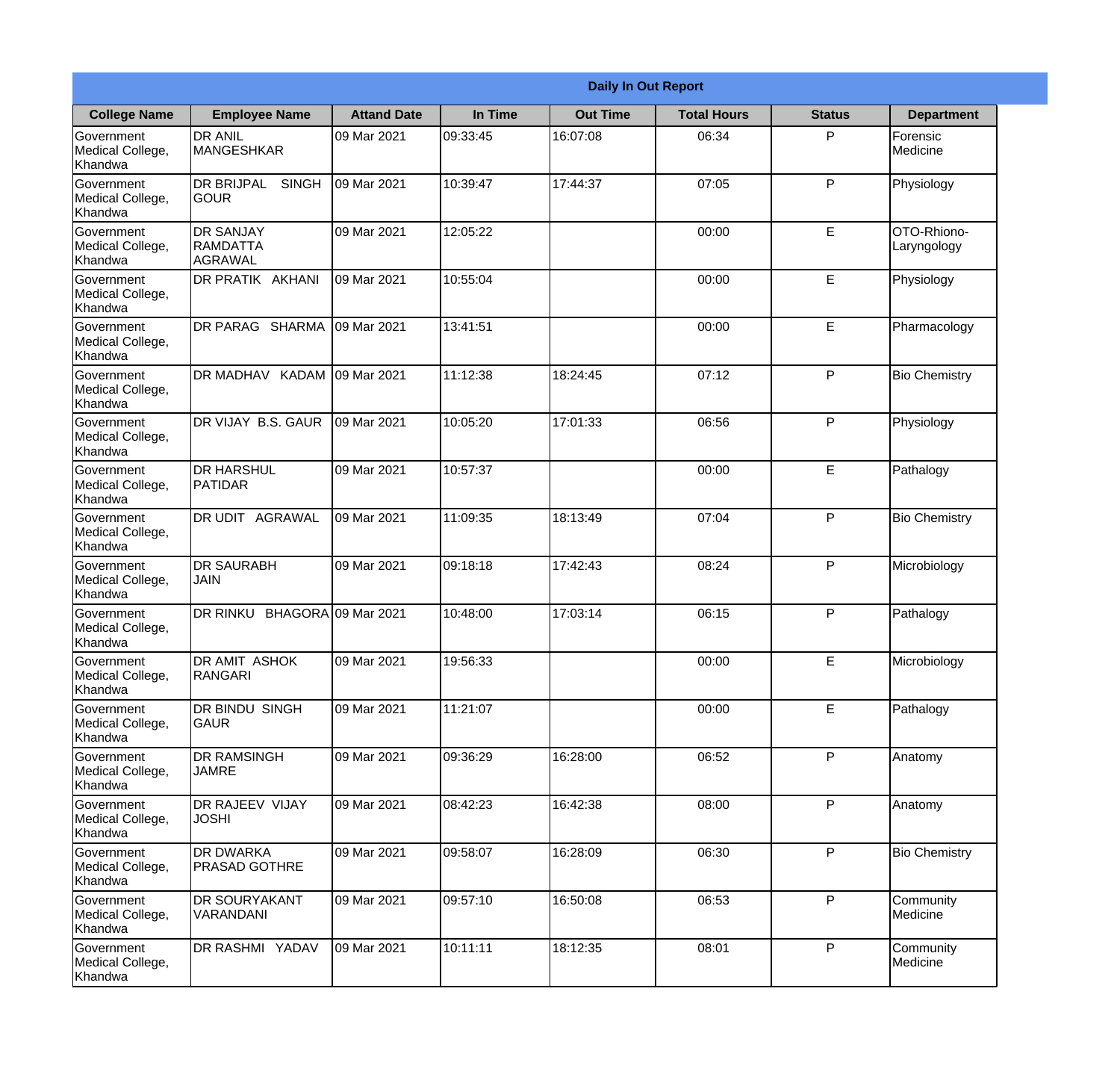**Daily In Out Report**

| College Name | Employee Name | Attand Date | In Time | Out Time | Total Hours | Status | Department |
|---|---|---|---|---|---|---|---|
| Government Medical College, Khandwa | DR ANIL MANGESHKAR | 09 Mar 2021 | 09:33:45 | 16:07:08 | 06:34 | P | Forensic Medicine |
| Government Medical College, Khandwa | DR BRIJPAL SINGH GOUR | 09 Mar 2021 | 10:39:47 | 17:44:37 | 07:05 | P | Physiology |
| Government Medical College, Khandwa | DR SANJAY RAMDATTA AGRAWAL | 09 Mar 2021 | 12:05:22 | | 00:00 | E | OTO-Rhiono-Laryngology |
| Government Medical College, Khandwa | DR PRATIK AKHANI | 09 Mar 2021 | 10:55:04 | | 00:00 | E | Physiology |
| Government Medical College, Khandwa | DR PARAG SHARMA | 09 Mar 2021 | 13:41:51 | | 00:00 | E | Pharmacology |
| Government Medical College, Khandwa | DR MADHAV KADAM | 09 Mar 2021 | 11:12:38 | 18:24:45 | 07:12 | P | Bio Chemistry |
| Government Medical College, Khandwa | DR VIJAY B.S. GAUR | 09 Mar 2021 | 10:05:20 | 17:01:33 | 06:56 | P | Physiology |
| Government Medical College, Khandwa | DR HARSHUL PATIDAR | 09 Mar 2021 | 10:57:37 | | 00:00 | E | Pathalogy |
| Government Medical College, Khandwa | DR UDIT AGRAWAL | 09 Mar 2021 | 11:09:35 | 18:13:49 | 07:04 | P | Bio Chemistry |
| Government Medical College, Khandwa | DR SAURABH JAIN | 09 Mar 2021 | 09:18:18 | 17:42:43 | 08:24 | P | Microbiology |
| Government Medical College, Khandwa | DR RINKU BHAGORA | 09 Mar 2021 | 10:48:00 | 17:03:14 | 06:15 | P | Pathalogy |
| Government Medical College, Khandwa | DR AMIT ASHOK RANGARI | 09 Mar 2021 | 19:56:33 | | 00:00 | E | Microbiology |
| Government Medical College, Khandwa | DR BINDU SINGH GAUR | 09 Mar 2021 | 11:21:07 | | 00:00 | E | Pathalogy |
| Government Medical College, Khandwa | DR RAMSINGH JAMRE | 09 Mar 2021 | 09:36:29 | 16:28:00 | 06:52 | P | Anatomy |
| Government Medical College, Khandwa | DR RAJEEV VIJAY JOSHI | 09 Mar 2021 | 08:42:23 | 16:42:38 | 08:00 | P | Anatomy |
| Government Medical College, Khandwa | DR DWARKA PRASAD GOTHRE | 09 Mar 2021 | 09:58:07 | 16:28:09 | 06:30 | P | Bio Chemistry |
| Government Medical College, Khandwa | DR SOURYAKANT VARANDANI | 09 Mar 2021 | 09:57:10 | 16:50:08 | 06:53 | P | Community Medicine |
| Government Medical College, Khandwa | DR RASHMI YADAV | 09 Mar 2021 | 10:11:11 | 18:12:35 | 08:01 | P | Community Medicine |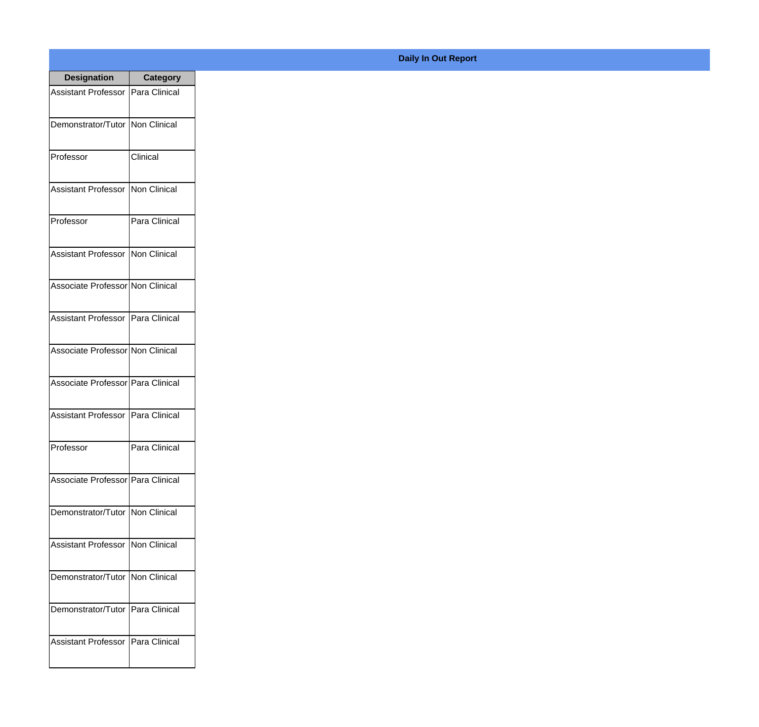**Daily In Out Report**

| Designation | Category |
| --- | --- |
| Assistant Professor | Para Clinical |
| Demonstrator/Tutor | Non Clinical |
| Professor | Clinical |
| Assistant Professor | Non Clinical |
| Professor | Para Clinical |
| Assistant Professor | Non Clinical |
| Associate Professor | Non Clinical |
| Assistant Professor | Para Clinical |
| Associate Professor | Non Clinical |
| Associate Professor | Para Clinical |
| Assistant Professor | Para Clinical |
| Professor | Para Clinical |
| Associate Professor | Para Clinical |
| Demonstrator/Tutor | Non Clinical |
| Assistant Professor | Non Clinical |
| Demonstrator/Tutor | Non Clinical |
| Demonstrator/Tutor | Para Clinical |
| Assistant Professor | Para Clinical |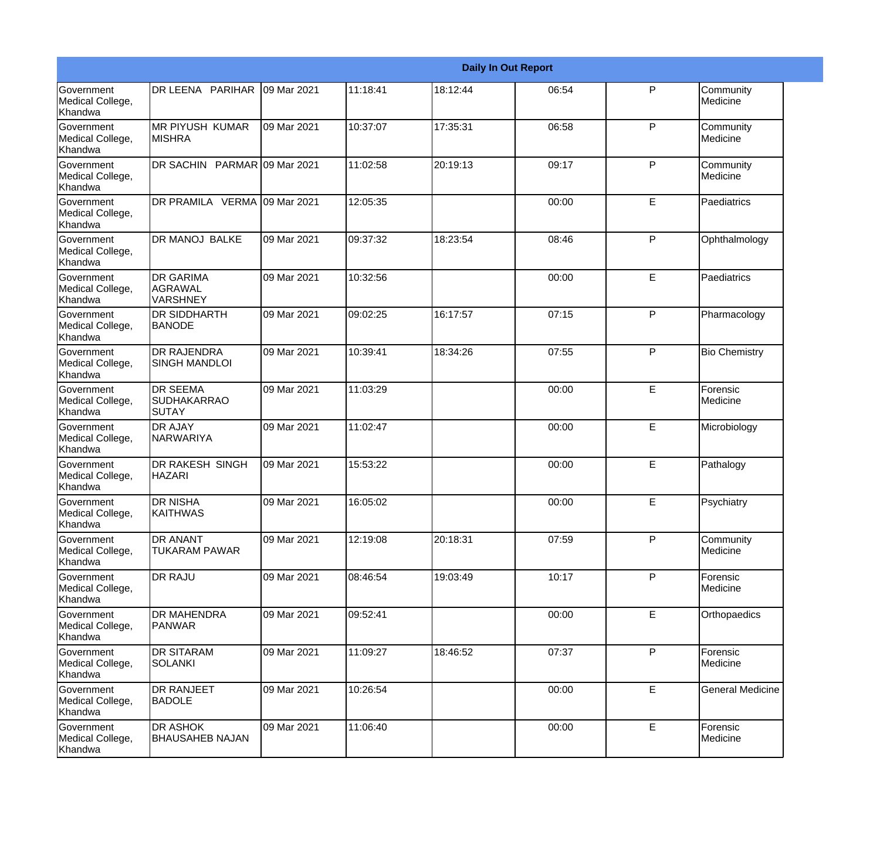| Daily In Out Report | | | | | | | |
|---|---|---|---|---|---|---|---|
| Government Medical College, Khandwa | DR LEENA PARIHAR | 09 Mar 2021 | 11:18:41 | 18:12:44 | 06:54 | P | Community Medicine |
| Government Medical College, Khandwa | MR PIYUSH KUMAR MISHRA | 09 Mar 2021 | 10:37:07 | 17:35:31 | 06:58 | P | Community Medicine |
| Government Medical College, Khandwa | DR SACHIN PARMAR | 09 Mar 2021 | 11:02:58 | 20:19:13 | 09:17 | P | Community Medicine |
| Government Medical College, Khandwa | DR PRAMILA VERMA | 09 Mar 2021 | 12:05:35 | | 00:00 | E | Paediatrics |
| Government Medical College, Khandwa | DR MANOJ BALKE | 09 Mar 2021 | 09:37:32 | 18:23:54 | 08:46 | P | Ophthalmology |
| Government Medical College, Khandwa | DR GARIMA AGRAWAL VARSHNEY | 09 Mar 2021 | 10:32:56 | | 00:00 | E | Paediatrics |
| Government Medical College, Khandwa | DR SIDDHARTH BANODE | 09 Mar 2021 | 09:02:25 | 16:17:57 | 07:15 | P | Pharmacology |
| Government Medical College, Khandwa | DR RAJENDRA SINGH MANDLOI | 09 Mar 2021 | 10:39:41 | 18:34:26 | 07:55 | P | Bio Chemistry |
| Government Medical College, Khandwa | DR SEEMA SUDHAKARRAO SUTAY | 09 Mar 2021 | 11:03:29 | | 00:00 | E | Forensic Medicine |
| Government Medical College, Khandwa | DR AJAY NARWARIYA | 09 Mar 2021 | 11:02:47 | | 00:00 | E | Microbiology |
| Government Medical College, Khandwa | DR RAKESH SINGH HAZARI | 09 Mar 2021 | 15:53:22 | | 00:00 | E | Pathalogy |
| Government Medical College, Khandwa | DR NISHA KAITHWAS | 09 Mar 2021 | 16:05:02 | | 00:00 | E | Psychiatry |
| Government Medical College, Khandwa | DR ANANT TUKARAM PAWAR | 09 Mar 2021 | 12:19:08 | 20:18:31 | 07:59 | P | Community Medicine |
| Government Medical College, Khandwa | DR RAJU | 09 Mar 2021 | 08:46:54 | 19:03:49 | 10:17 | P | Forensic Medicine |
| Government Medical College, Khandwa | DR MAHENDRA PANWAR | 09 Mar 2021 | 09:52:41 | | 00:00 | E | Orthopaedics |
| Government Medical College, Khandwa | DR SITARAM SOLANKI | 09 Mar 2021 | 11:09:27 | 18:46:52 | 07:37 | P | Forensic Medicine |
| Government Medical College, Khandwa | DR RANJEET BADOLE | 09 Mar 2021 | 10:26:54 | | 00:00 | E | General Medicine |
| Government Medical College, Khandwa | DR ASHOK BHAUSAHEB NAJAN | 09 Mar 2021 | 11:06:40 | | 00:00 | E | Forensic Medicine |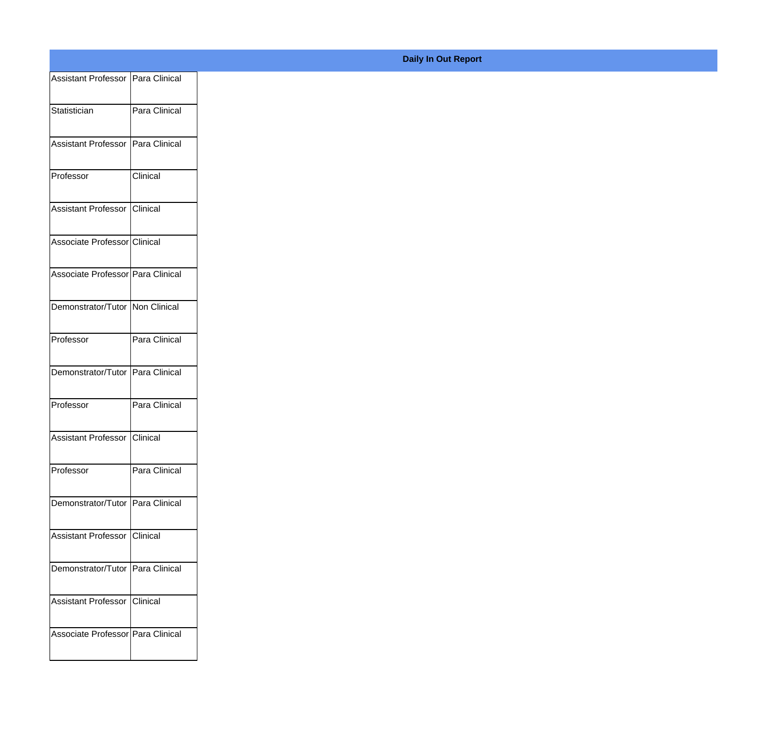**Daily In Out Report**

| | |
|---|---|
| Assistant Professor | Para Clinical |
| Statistician | Para Clinical |
| Assistant Professor | Para Clinical |
| Professor | Clinical |
| Assistant Professor | Clinical |
| Associate Professor | Clinical |
| Associate Professor | Para Clinical |
| Demonstrator/Tutor | Non Clinical |
| Professor | Para Clinical |
| Demonstrator/Tutor | Para Clinical |
| Professor | Para Clinical |
| Assistant Professor | Clinical |
| Professor | Para Clinical |
| Demonstrator/Tutor | Para Clinical |
| Assistant Professor | Clinical |
| Demonstrator/Tutor | Para Clinical |
| Assistant Professor | Clinical |
| Associate Professor | Para Clinical |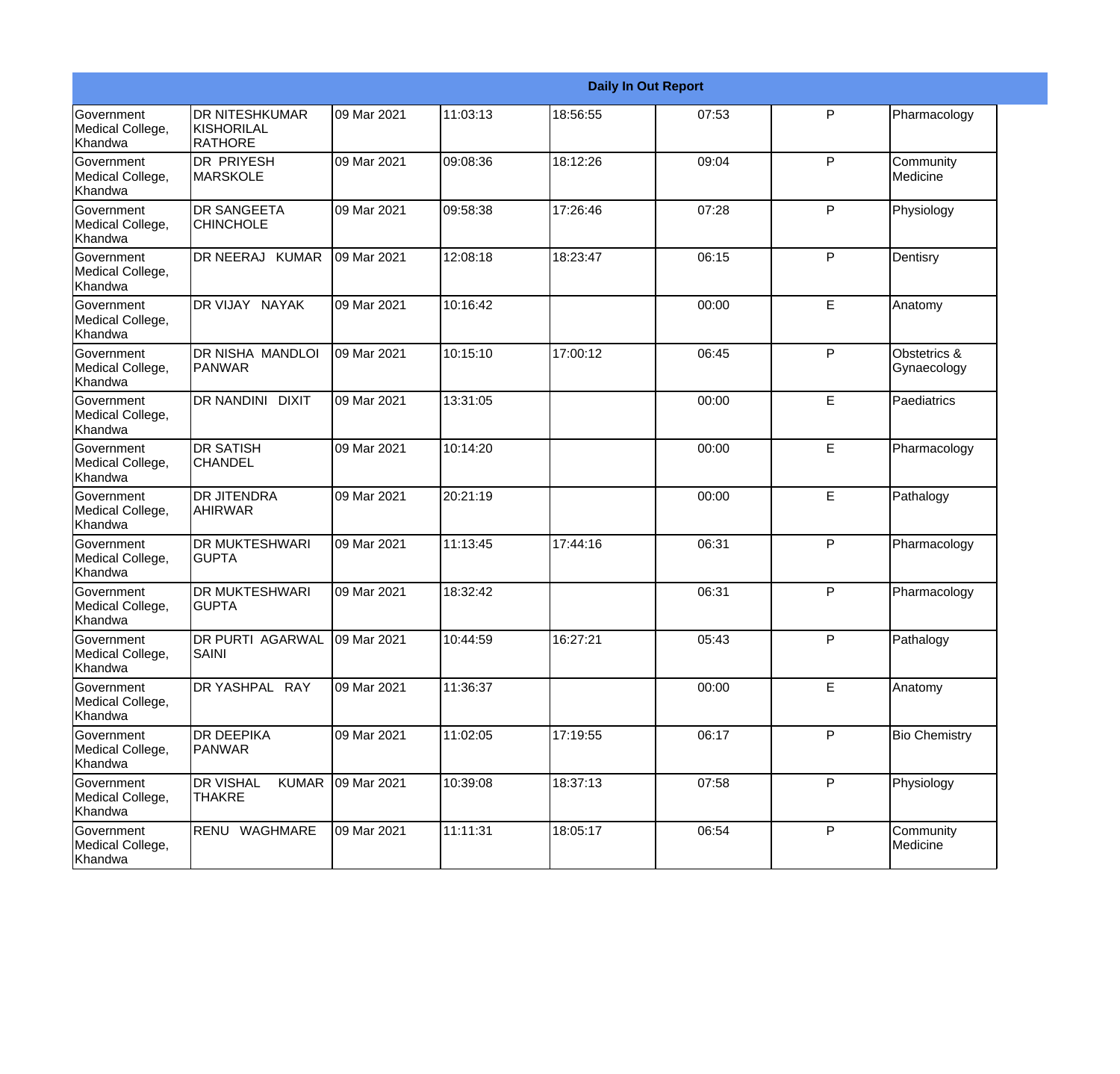**Daily In Out Report**

| | | | | | | | |
|---|---|---|---|---|---|---|---|
| Government Medical College, Khandwa | DR NITESHKUMAR KISHORILAL RATHORE | 09 Mar 2021 | 11:03:13 | 18:56:55 | 07:53 | P | Pharmacology |
| Government Medical College, Khandwa | DR PRIYESH MARSKOLE | 09 Mar 2021 | 09:08:36 | 18:12:26 | 09:04 | P | Community Medicine |
| Government Medical College, Khandwa | DR SANGEETA CHINCHOLE | 09 Mar 2021 | 09:58:38 | 17:26:46 | 07:28 | P | Physiology |
| Government Medical College, Khandwa | DR NEERAJ KUMAR | 09 Mar 2021 | 12:08:18 | 18:23:47 | 06:15 | P | Dentisry |
| Government Medical College, Khandwa | DR VIJAY NAYAK | 09 Mar 2021 | 10:16:42 | | 00:00 | E | Anatomy |
| Government Medical College, Khandwa | DR NISHA MANDLOI PANWAR | 09 Mar 2021 | 10:15:10 | 17:00:12 | 06:45 | P | Obstetrics & Gynaecology |
| Government Medical College, Khandwa | DR NANDINI DIXIT | 09 Mar 2021 | 13:31:05 | | 00:00 | E | Paediatrics |
| Government Medical College, Khandwa | DR SATISH CHANDEL | 09 Mar 2021 | 10:14:20 | | 00:00 | E | Pharmacology |
| Government Medical College, Khandwa | DR JITENDRA AHIRWAR | 09 Mar 2021 | 20:21:19 | | 00:00 | E | Pathalogy |
| Government Medical College, Khandwa | DR MUKTESHWARI GUPTA | 09 Mar 2021 | 11:13:45 | 17:44:16 | 06:31 | P | Pharmacology |
| Government Medical College, Khandwa | DR MUKTESHWARI GUPTA | 09 Mar 2021 | 18:32:42 | | 06:31 | P | Pharmacology |
| Government Medical College, Khandwa | DR PURTI AGARWAL SAINI | 09 Mar 2021 | 10:44:59 | 16:27:21 | 05:43 | P | Pathalogy |
| Government Medical College, Khandwa | DR YASHPAL RAY | 09 Mar 2021 | 11:36:37 | | 00:00 | E | Anatomy |
| Government Medical College, Khandwa | DR DEEPIKA PANWAR | 09 Mar 2021 | 11:02:05 | 17:19:55 | 06:17 | P | Bio Chemistry |
| Government Medical College, Khandwa | DR VISHAL KUMAR THAKRE | 09 Mar 2021 | 10:39:08 | 18:37:13 | 07:58 | P | Physiology |
| Government Medical College, Khandwa | RENU WAGHMARE | 09 Mar 2021 | 11:11:31 | 18:05:17 | 06:54 | P | Community Medicine |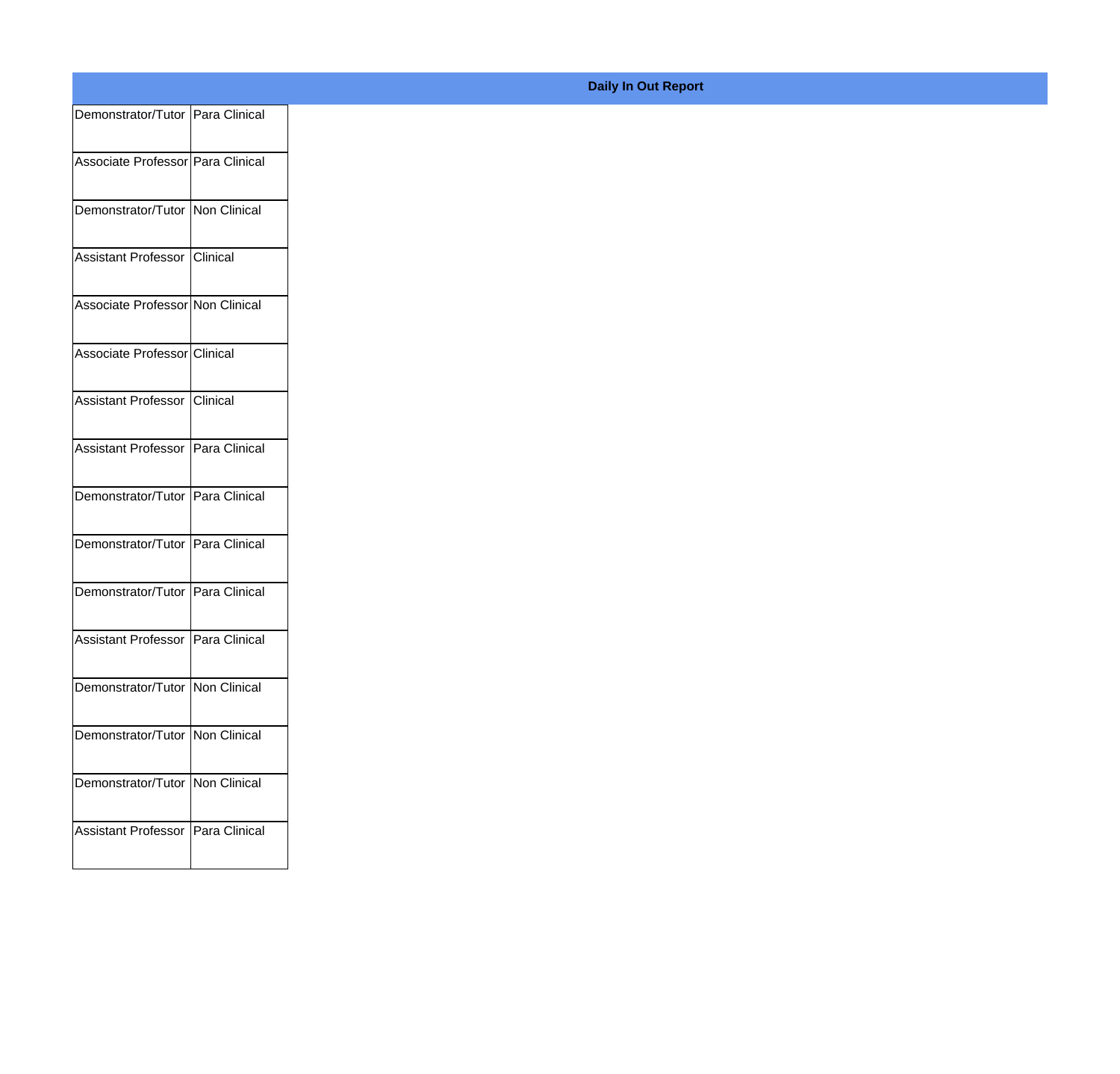**Daily In Out Report**

| | |
|---|---|
| Demonstrator/Tutor | Para Clinical |
| Associate Professor | Para Clinical |
| Demonstrator/Tutor | Non Clinical |
| Assistant Professor | Clinical |
| Associate Professor | Non Clinical |
| Associate Professor | Clinical |
| Assistant Professor | Clinical |
| Assistant Professor | Para Clinical |
| Demonstrator/Tutor | Para Clinical |
| Demonstrator/Tutor | Para Clinical |
| Demonstrator/Tutor | Para Clinical |
| Assistant Professor | Para Clinical |
| Demonstrator/Tutor | Non Clinical |
| Demonstrator/Tutor | Non Clinical |
| Demonstrator/Tutor | Non Clinical |
| Assistant Professor | Para Clinical |